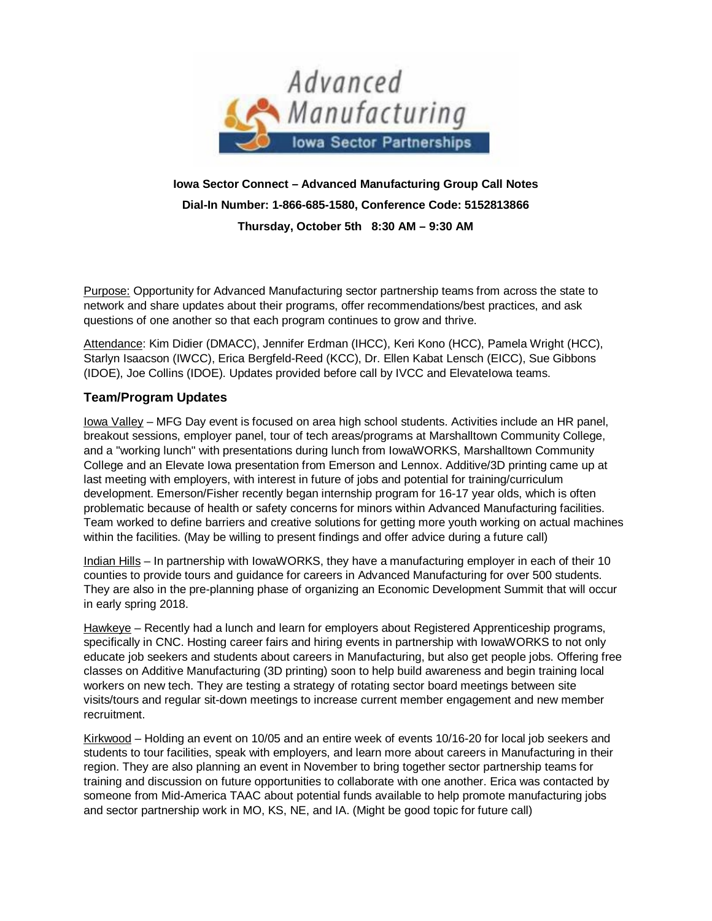**Iowa Sector Connect – Advanced Manufacturing Group Call Notes**

**Dial-In Number: 1-866-685-1580, Conference Code: 5152813866**

**Thursday, October 5th 8:30 AM – 9:30 AM**

Purpose: Opportunity for Advanced Manufacturing sector partnership teams from across the state to network and share updates about their programs, offer recommendations/best practices, and ask questions of one another so that each program continues to grow and thrive.

Attendance: Kim Didier (DMACC), Jennifer Erdman (IHCC), Keri Kono (HCC), Pamela Wright (HCC), Starlyn Isaacson (IWCC), Erica Bergfeld-Reed (KCC), Dr. Ellen Kabat Lensch (EICC), Sue Gibbons (IDOE), Joe Collins (IDOE). Updates provided before call by IVCC and ElevateIowa teams.

## Team/Program Updates

Iowa Valley – MFG Day event is focused on area high school students. Activities include an HR panel, breakout sessions, employer panel, tour of tech areas/programs at Marshalltown Community College, and a "working lunch" with presentations during lunch from IowaWORKS, Marshalltown Community College and an Elevate Iowa presentation from Emerson and Lennox. Additive/3D printing came up at last meeting with employers, with interest in future of jobs and potential for training/curriculum development. Emerson/Fisher recently began internship program for 16-17 year olds, which is often problematic because of health or safety concerns for minors within Advanced Manufacturing facilities. Team worked to define barriers and creative solutions for getting more youth working on actual machines within the facilities. (May be willing to present findings and offer advice during a future call)

Indian Hills – In partnership with IowaWORKS, they have a manufacturing employer in each of their 10 counties to provide tours and guidance for careers in Advanced Manufacturing for over 500 students. They are also in the pre-planning phase of organizing an Economic Development Summit that will occur in early spring 2018.

Hawkeye – Recently had a lunch and learn for employers about Registered Apprenticeship programs, specifically in CNC. Hosting career fairs and hiring events in partnership with IowaWORKS to not only educate job seekers and students about careers in Manufacturing, but also get people jobs. Offering free classes on Additive Manufacturing (3D printing) soon to help build awareness and begin training local workers on new tech. They are testing a strategy of rotating sector board meetings between site visits/tours and regular sit-down meetings to increase current member engagement and new member recruitment.

Kirkwood – Holding an event on 10/05 and an entire week of events 10/16-20 for local job seekers and students to tour facilities, speak with employers, and learn more about careers in Manufacturing in their region. They are also planning an event in November to bring together sector partnership teams for training and discussion on future opportunities to collaborate with one another. Erica was contacted by someone from Mid-America TAAC about potential funds available to help promote manufacturing jobs and sector partnership work in MO, KS, NE, and IA. (Might be good topic for future call)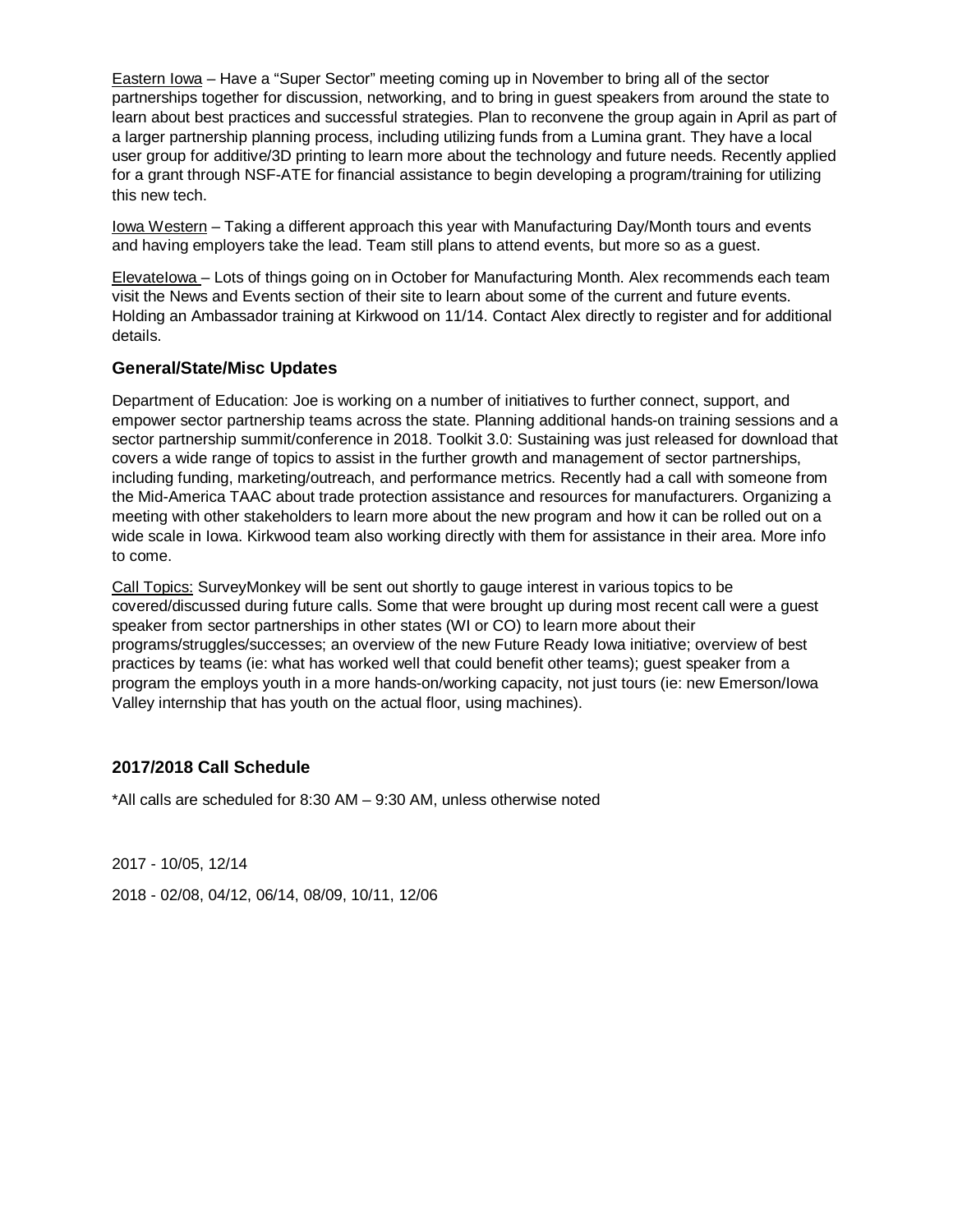Eastern Iowa – Have a "Super Sector" meeting coming up in November to bring all of the sector partnerships together for discussion, networking, and to bring in guest speakers from around the state to learn about best practices and successful strategies. Plan to reconvene the group again in April as part of a larger partnership planning process, including utilizing funds from a Lumina grant. They have a local user group for additive/3D printing to learn more about the technology and future needs. Recently applied for a grant through NSF-ATE for financial assistance to begin developing a program/training for utilizing this new tech.

Iowa Western – Taking a different approach this year with Manufacturing Day/Month tours and events and having employers take the lead. Team still plans to attend events, but more so as a guest.

ElevateIowa – Lots of things going on in October for Manufacturing Month. Alex recommends each team visit the News and Events section of their site to learn about some of the current and future events. Holding an Ambassador training at Kirkwood on 11/14. Contact Alex directly to register and for additional details.

### General/State/Misc Updates

Department of Education: Joe is working on a number of initiatives to further connect, support, and empower sector partnership teams across the state. Planning additional hands-on training sessions and a sector partnership summit/conference in 2018. Toolkit 3.0: Sustaining was just released for download that covers a wide range of topics to assist in the further growth and management of sector partnerships, including funding, marketing/outreach, and performance metrics. Recently had a call with someone from the Mid-America TAAC about trade protection assistance and resources for manufacturers. Organizing a meeting with other stakeholders to learn more about the new program and how it can be rolled out on a wide scale in Iowa. Kirkwood team also working directly with them for assistance in their area. More info to come.

Call Topics: SurveyMonkey will be sent out shortly to gauge interest in various topics to be covered/discussed during future calls. Some that were brought up during most recent call were a guest speaker from sector partnerships in other states (WI or CO) to learn more about their programs/struggles/successes; an overview of the new Future Ready Iowa initiative; overview of best practices by teams (ie: what has worked well that could benefit other teams); guest speaker from a program the employs youth in a more hands-on/working capacity, not just tours (ie: new Emerson/Iowa Valley internship that has youth on the actual floor, using machines).

### 2017/2018 Call Schedule

*All calls are scheduled for 8:30 AM – 9:30 AM, unless otherwise noted

2017 - 10/05, 12/14

2018 - 02/08, 04/12, 06/14, 08/09, 10/11, 12/06